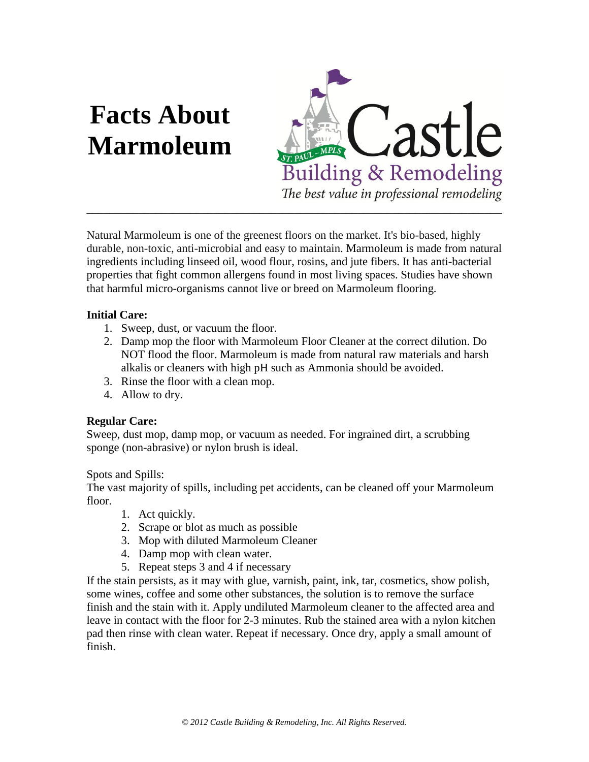# Facts About Marmoleum

Castle
Building & Remodeling
*The best value in professional remodeling*

---

Natural Marmoleum is one of the greenest floors on the market. It's bio-based, highly durable, non-toxic, anti-microbial and easy to maintain. Marmoleum is made from natural ingredients including linseed oil, wood flour, rosins, and jute fibers. It has anti-bacterial properties that fight common allergens found in most living spaces. Studies have shown that harmful micro-organisms cannot live or breed on Marmoleum flooring.

**Initial Care:**

1. Sweep, dust, or vacuum the floor.
2. Damp mop the floor with Marmoleum Floor Cleaner at the correct dilution. Do NOT flood the floor. Marmoleum is made from natural raw materials and harsh alkalis or cleaners with high pH such as Ammonia should be avoided.
3. Rinse the floor with a clean mop.
4. Allow to dry.

**Regular Care:**

Sweep, dust mop, damp mop, or vacuum as needed. For ingrained dirt, a scrubbing sponge (non-abrasive) or nylon brush is ideal.

Spots and Spills:

The vast majority of spills, including pet accidents, can be cleaned off your Marmoleum floor.

1. Act quickly.
2. Scrape or blot as much as possible
3. Mop with diluted Marmoleum Cleaner
4. Damp mop with clean water.
5. Repeat steps 3 and 4 if necessary

If the stain persists, as it may with glue, varnish, paint, ink, tar, cosmetics, show polish, some wines, coffee and some other substances, the solution is to remove the surface finish and the stain with it. Apply undiluted Marmoleum cleaner to the affected area and leave in contact with the floor for 2-3 minutes. Rub the stained area with a nylon kitchen pad then rinse with clean water. Repeat if necessary. Once dry, apply a small amount of finish.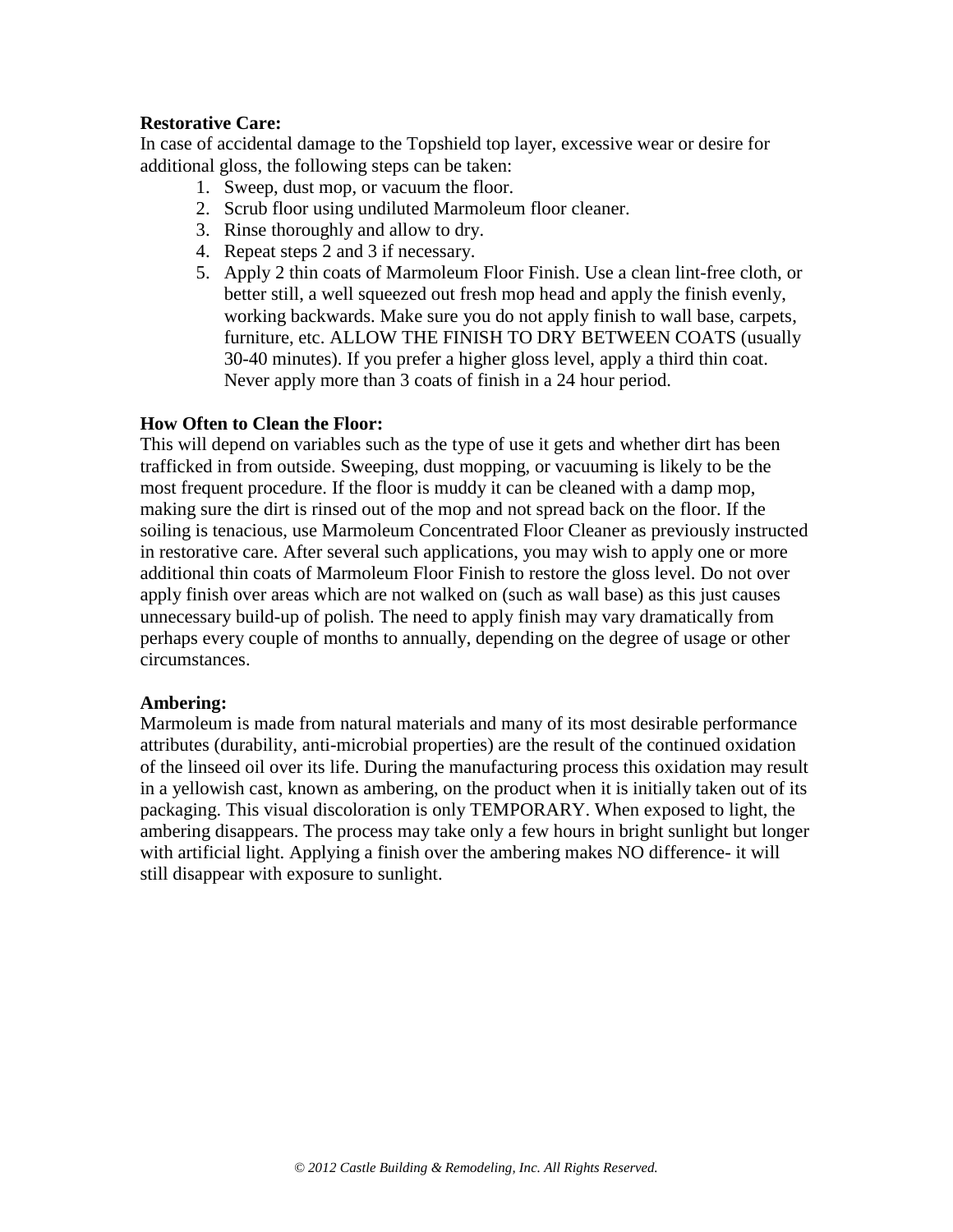**Restorative Care:**
In case of accidental damage to the Topshield top layer, excessive wear or desire for additional gloss, the following steps can be taken:

1. Sweep, dust mop, or vacuum the floor.
2. Scrub floor using undiluted Marmoleum floor cleaner.
3. Rinse thoroughly and allow to dry.
4. Repeat steps 2 and 3 if necessary.
5. Apply 2 thin coats of Marmoleum Floor Finish. Use a clean lint-free cloth, or better still, a well squeezed out fresh mop head and apply the finish evenly, working backwards. Make sure you do not apply finish to wall base, carpets, furniture, etc. ALLOW THE FINISH TO DRY BETWEEN COATS (usually 30-40 minutes). If you prefer a higher gloss level, apply a third thin coat. Never apply more than 3 coats of finish in a 24 hour period.

**How Often to Clean the Floor:**
This will depend on variables such as the type of use it gets and whether dirt has been trafficked in from outside. Sweeping, dust mopping, or vacuuming is likely to be the most frequent procedure. If the floor is muddy it can be cleaned with a damp mop, making sure the dirt is rinsed out of the mop and not spread back on the floor. If the soiling is tenacious, use Marmoleum Concentrated Floor Cleaner as previously instructed in restorative care. After several such applications, you may wish to apply one or more additional thin coats of Marmoleum Floor Finish to restore the gloss level. Do not over apply finish over areas which are not walked on (such as wall base) as this just causes unnecessary build-up of polish. The need to apply finish may vary dramatically from perhaps every couple of months to annually, depending on the degree of usage or other circumstances.

**Ambering:**
Marmoleum is made from natural materials and many of its most desirable performance attributes (durability, anti-microbial properties) are the result of the continued oxidation of the linseed oil over its life. During the manufacturing process this oxidation may result in a yellowish cast, known as ambering, on the product when it is initially taken out of its packaging. This visual discoloration is only TEMPORARY. When exposed to light, the ambering disappears. The process may take only a few hours in bright sunlight but longer with artificial light. Applying a finish over the ambering makes NO difference- it will still disappear with exposure to sunlight.

*© 2012 Castle Building & Remodeling, Inc. All Rights Reserved.*